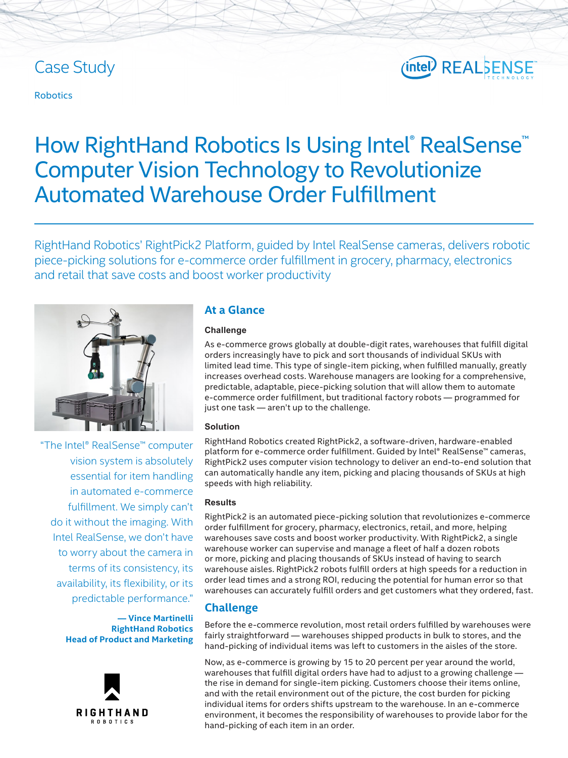Case Study

Robotics

# How RightHand Robotics Is Using Intel® RealSense™ Computer Vision Technology to Revolutionize Automated Warehouse Order Fulfillment

RightHand Robotics' RightPick2 Platform, guided by Intel RealSense cameras, delivers robotic piece-picking solutions for e-commerce order fulfillment in grocery, pharmacy, electronics and retail that save costs and boost worker productivity

"The Intel® RealSense™ computer vision system is absolutely essential for item handling in automated e-commerce fulfillment. We simply can't do it without the imaging. With Intel RealSense, we don't have to worry about the camera in terms of its consistency, its availability, its flexibility, or its predictable performance."

**— Vince Martinelli**
**RightHand Robotics**
**Head of Product and Marketing**

## At a Glance

### Challenge

As e-commerce grows globally at double-digit rates, warehouses that fulfill digital orders increasingly have to pick and sort thousands of individual SKUs with limited lead time. This type of single-item picking, when fulfilled manually, greatly increases overhead costs. Warehouse managers are looking for a comprehensive, predictable, adaptable, piece-picking solution that will allow them to automate e-commerce order fulfillment, but traditional factory robots — programmed for just one task — aren't up to the challenge.

### Solution

RightHand Robotics created RightPick2, a software-driven, hardware-enabled platform for e-commerce order fulfillment. Guided by Intel® RealSense™ cameras, RightPick2 uses computer vision technology to deliver an end-to-end solution that can automatically handle any item, picking and placing thousands of SKUs at high speeds with high reliability.

### Results

RightPick2 is an automated piece-picking solution that revolutionizes e-commerce order fulfillment for grocery, pharmacy, electronics, retail, and more, helping warehouses save costs and boost worker productivity. With RightPick2, a single warehouse worker can supervise and manage a fleet of half a dozen robots or more, picking and placing thousands of SKUs instead of having to search warehouse aisles. RightPick2 robots fulfill orders at high speeds for a reduction in order lead times and a strong ROI, reducing the potential for human error so that warehouses can accurately fulfill orders and get customers what they ordered, fast.

## Challenge

Before the e-commerce revolution, most retail orders fulfilled by warehouses were fairly straightforward — warehouses shipped products in bulk to stores, and the hand-picking of individual items was left to customers in the aisles of the store.

Now, as e-commerce is growing by 15 to 20 percent per year around the world, warehouses that fulfill digital orders have had to adjust to a growing challenge — the rise in demand for single-item picking. Customers choose their items online, and with the retail environment out of the picture, the cost burden for picking individual items for orders shifts upstream to the warehouse. In an e-commerce environment, it becomes the responsibility of warehouses to provide labor for the hand-picking of each item in an order.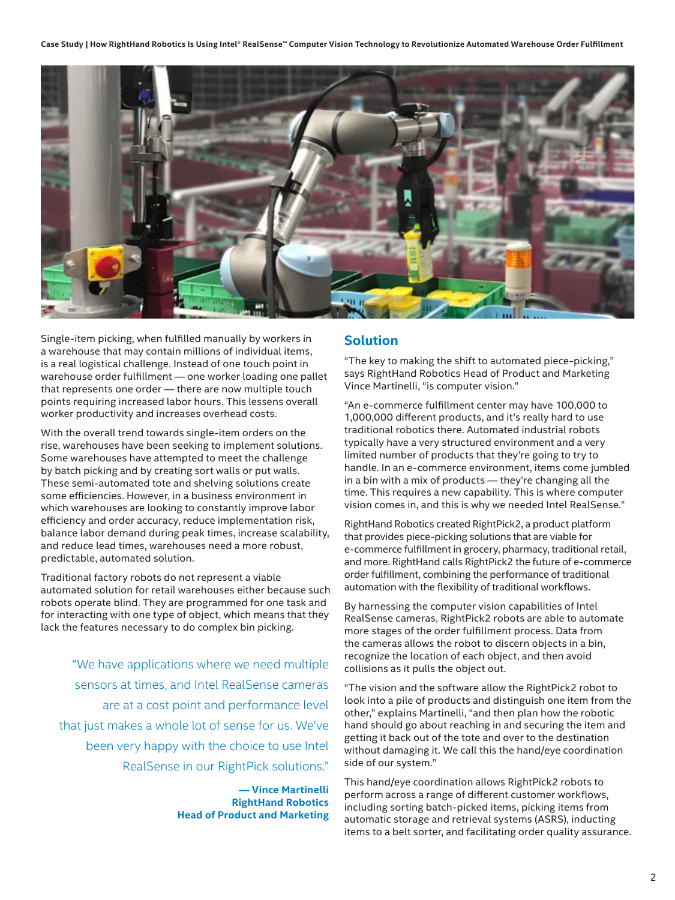Single-item picking, when fulfilled manually by workers in a warehouse that may contain millions of individual items, is a real logistical challenge. Instead of one touch point in warehouse order fulfillment — one worker loading one pallet that represents one order — there are now multiple touch points requiring increased labor hours. This lessens overall worker productivity and increases overhead costs.

With the overall trend towards single-item orders on the rise, warehouses have been seeking to implement solutions. Some warehouses have attempted to meet the challenge by batch picking and by creating sort walls or put walls. These semi-automated tote and shelving solutions create some efficiencies. However, in a business environment in which warehouses are looking to constantly improve labor efficiency and order accuracy, reduce implementation risk, balance labor demand during peak times, increase scalability, and reduce lead times, warehouses need a more robust, predictable, automated solution.

Traditional factory robots do not represent a viable automated solution for retail warehouses either because such robots operate blind. They are programmed for one task and for interacting with one type of object, which means that they lack the features necessary to do complex bin picking.

> "We have applications where we need multiple sensors at times, and Intel RealSense cameras are at a cost point and performance level that just makes a whole lot of sense for us. We've been very happy with the choice to use Intel RealSense in our RightPick solutions."
>
> **— Vince Martinelli**
> **RightHand Robotics**
> **Head of Product and Marketing**

## Solution

"The key to making the shift to automated piece-picking," says RightHand Robotics Head of Product and Marketing Vince Martinelli, "is computer vision."

"An e-commerce fulfillment center may have 100,000 to 1,000,000 different products, and it's really hard to use traditional robotics there. Automated industrial robots typically have a very structured environment and a very limited number of products that they're going to try to handle. In an e-commerce environment, items come jumbled in a bin with a mix of products — they're changing all the time. This requires a new capability. This is where computer vision comes in, and this is why we needed Intel RealSense."

RightHand Robotics created RightPick2, a product platform that provides piece-picking solutions that are viable for e-commerce fulfillment in grocery, pharmacy, traditional retail, and more. RightHand calls RightPick2 the future of e-commerce order fulfillment, combining the performance of traditional automation with the flexibility of traditional workflows.

By harnessing the computer vision capabilities of Intel RealSense cameras, RightPick2 robots are able to automate more stages of the order fulfillment process. Data from the cameras allows the robot to discern objects in a bin, recognize the location of each object, and then avoid collisions as it pulls the object out.

"The vision and the software allow the RightPick2 robot to look into a pile of products and distinguish one item from the other," explains Martinelli, "and then plan how the robotic hand should go about reaching in and securing the item and getting it back out of the tote and over to the destination without damaging it. We call this the hand/eye coordination side of our system."

This hand/eye coordination allows RightPick2 robots to perform across a range of different customer workflows, including sorting batch-picked items, picking items from automatic storage and retrieval systems (ASRS), inducting items to a belt sorter, and facilitating order quality assurance.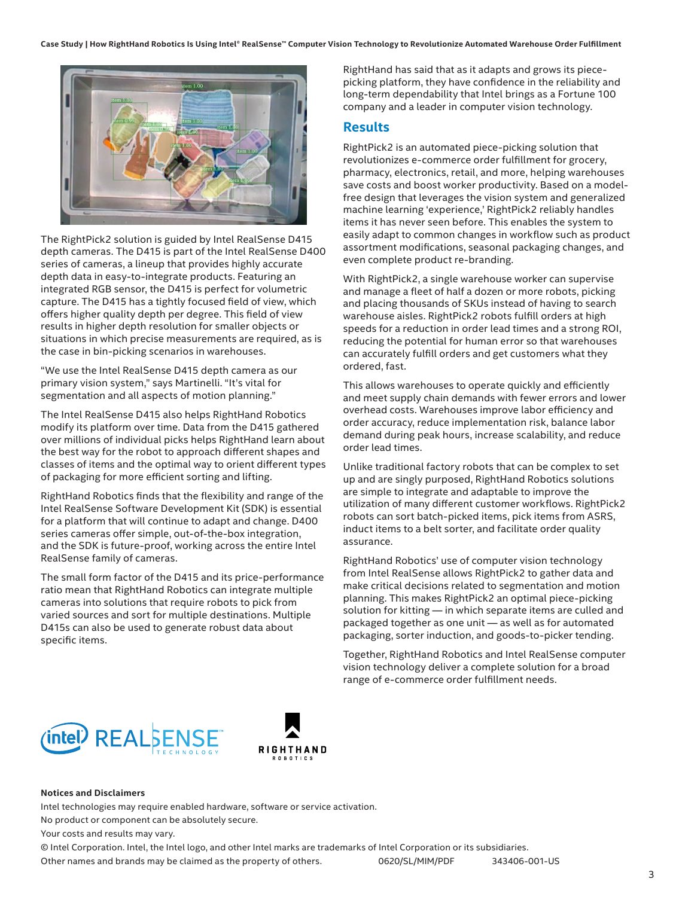The RightPick2 solution is guided by Intel RealSense D415 depth cameras. The D415 is part of the Intel RealSense D400 series of cameras, a lineup that provides highly accurate depth data in easy-to-integrate products. Featuring an integrated RGB sensor, the D415 is perfect for volumetric capture. The D415 has a tightly focused field of view, which offers higher quality depth per degree. This field of view results in higher depth resolution for smaller objects or situations in which precise measurements are required, as is the case in bin-picking scenarios in warehouses.

"We use the Intel RealSense D415 depth camera as our primary vision system," says Martinelli. "It's vital for segmentation and all aspects of motion planning."

The Intel RealSense D415 also helps RightHand Robotics modify its platform over time. Data from the D415 gathered over millions of individual picks helps RightHand learn about the best way for the robot to approach different shapes and classes of items and the optimal way to orient different types of packaging for more efficient sorting and lifting.

RightHand Robotics finds that the flexibility and range of the Intel RealSense Software Development Kit (SDK) is essential for a platform that will continue to adapt and change. D400 series cameras offer simple, out-of-the-box integration, and the SDK is future-proof, working across the entire Intel RealSense family of cameras.

The small form factor of the D415 and its price-performance ratio mean that RightHand Robotics can integrate multiple cameras into solutions that require robots to pick from varied sources and sort for multiple destinations. Multiple D415s can also be used to generate robust data about specific items.

RightHand has said that as it adapts and grows its piece-picking platform, they have confidence in the reliability and long-term dependability that Intel brings as a Fortune 100 company and a leader in computer vision technology.

## Results

RightPick2 is an automated piece-picking solution that revolutionizes e-commerce order fulfillment for grocery, pharmacy, electronics, retail, and more, helping warehouses save costs and boost worker productivity. Based on a model-free design that leverages the vision system and generalized machine learning 'experience,' RightPick2 reliably handles items it has never seen before. This enables the system to easily adapt to common changes in workflow such as product assortment modifications, seasonal packaging changes, and even complete product re-branding.

With RightPick2, a single warehouse worker can supervise and manage a fleet of half a dozen or more robots, picking and placing thousands of SKUs instead of having to search warehouse aisles. RightPick2 robots fulfill orders at high speeds for a reduction in order lead times and a strong ROI, reducing the potential for human error so that warehouses can accurately fulfill orders and get customers what they ordered, fast.

This allows warehouses to operate quickly and efficiently and meet supply chain demands with fewer errors and lower overhead costs. Warehouses improve labor efficiency and order accuracy, reduce implementation risk, balance labor demand during peak hours, increase scalability, and reduce order lead times.

Unlike traditional factory robots that can be complex to set up and are singly purposed, RightHand Robotics solutions are simple to integrate and adaptable to improve the utilization of many different customer workflows. RightPick2 robots can sort batch-picked items, pick items from ASRS, induct items to a belt sorter, and facilitate order quality assurance.

RightHand Robotics' use of computer vision technology from Intel RealSense allows RightPick2 to gather data and make critical decisions related to segmentation and motion planning. This makes RightPick2 an optimal piece-picking solution for kitting — in which separate items are culled and packaged together as one unit — as well as for automated packaging, sorter induction, and goods-to-picker tending.

Together, RightHand Robotics and Intel RealSense computer vision technology deliver a complete solution for a broad range of e-commerce order fulfillment needs.

**Notices and Disclaimers**

Intel technologies may require enabled hardware, software or service activation.

No product or component can be absolutely secure.

Your costs and results may vary.

© Intel Corporation. Intel, the Intel logo, and other Intel marks are trademarks of Intel Corporation or its subsidiaries.

Other names and brands may be claimed as the property of others. 0620/SL/MIM/PDF 343406-001-US